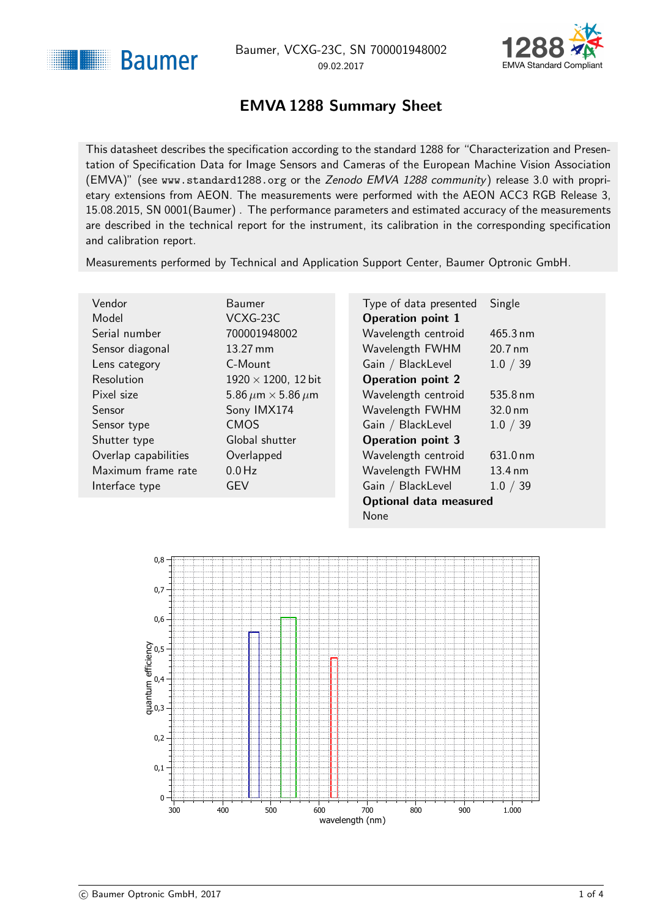Baumer, VCXG-23C, SN 700001948002
09.02.2017

# EMVA 1288 Summary Sheet

This datasheet describes the specification according to the standard 1288 for "Characterization and Presentation of Specification Data for Image Sensors and Cameras of the European Machine Vision Association (EMVA)" (see www.standard1288.org or the *Zenodo EMVA 1288 community*) release 3.0 with proprietary extensions from AEON. The measurements were performed with the AEON ACC3 RGB Release 3, 15.08.2015, SN 0001(Baumer) . The performance parameters and estimated accuracy of the measurements are described in the technical report for the instrument, its calibration in the corresponding specification and calibration report.

Measurements performed by Technical and Application Support Center, Baumer Optronic GmbH.

| | |
|---|---|
| Vendor | Baumer |
| Model | VCXG-23C |
| Serial number | 700001948002 |
| Sensor diagonal | 13.27 mm |
| Lens category | C-Mount |
| Resolution | 1920 × 1200, 12 bit |
| Pixel size | 5.86 $\mu$m × 5.86 $\mu$m |
| Sensor | Sony IMX174 |
| Sensor type | CMOS |
| Shutter type | Global shutter |
| Overlap capabilities | Overlapped |
| Maximum frame rate | 0.0 Hz |
| Interface type | GEV |

| | |
|---|---|
| Type of data presented | Single |
| **Operation point 1** | |
| Wavelength centroid | 465.3 nm |
| Wavelength FWHM | 20.7 nm |
| Gain / BlackLevel | 1.0 / 39 |
| **Operation point 2** | |
| Wavelength centroid | 535.8 nm |
| Wavelength FWHM | 32.0 nm |
| Gain / BlackLevel | 1.0 / 39 |
| **Operation point 3** | |
| Wavelength centroid | 631.0 nm |
| Wavelength FWHM | 13.4 nm |
| Gain / BlackLevel | 1.0 / 39 |
| **Optional data measured** | |
| None | |

© Baumer Optronic GmbH, 2017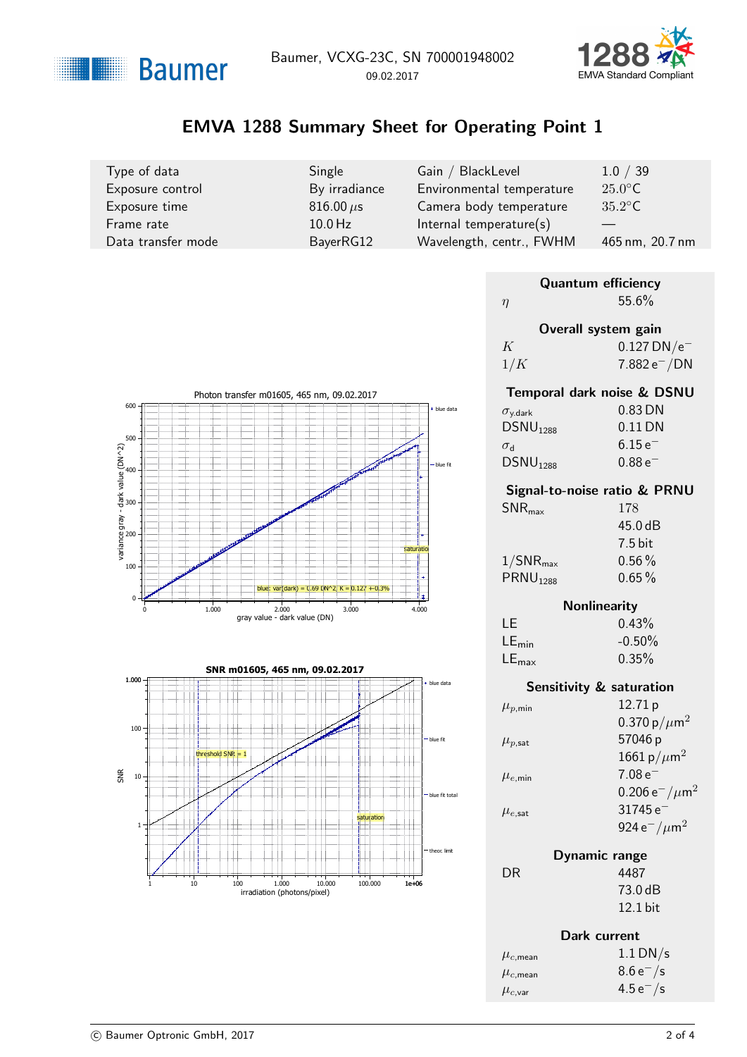# EMVA 1288 Summary Sheet for Operating Point 1

| | | | |
|---|---|---|---|
| Type of data | Single | Gain / BlackLevel | 1.0 / 39 |
| Exposure control | By irradiance | Environmental temperature | $25.0°C$ |
| Exposure time | 816.00 $\mu$s | Camera body temperature | $35.2°C$ |
| Frame rate | 10.0 Hz | Internal temperature(s) | — |
| Data transfer mode | BayerRG12 | Wavelength, centr., FWHM | 465 nm, 20.7 nm |

Photon transfer m01605, 465 nm, 09.02.2017

blue: var(dark) = 0.69 DN^2, K = 0.127 +-0.3%

SNR m01605, 465 nm, 09.02.2017

### Quantum efficiency

| | |
|---|---|
| $\eta$ | 55.6% |

### Overall system gain

| | |
|---|---|
| $K$ | 0.127 DN/e$^-$ |
| $1/K$ | 7.882 e$^-$/DN |

### Temporal dark noise & DSNU

| | |
|---|---|
| $\sigma_{y.dark}$ | 0.83 DN |
| $DSNU_{1288}$ | 0.11 DN |
| $\sigma_d$ | 6.15 e$^-$ |
| $DSNU_{1288}$ | 0.88 e$^-$ |

### Signal-to-noise ratio & PRNU

| | |
|---|---|
| $SNR_{max}$ | 178 |
| | 45.0 dB |
| | 7.5 bit |
| $1/SNR_{max}$ | 0.56 % |
| $PRNU_{1288}$ | 0.65 % |

### Nonlinearity

| | |
|---|---|
| LE | 0.43% |
| $LE_{min}$ | -0.50% |
| $LE_{max}$ | 0.35% |

### Sensitivity & saturation

| | |
|---|---|
| $\mu_{p,min}$ | 12.71 p |
| | 0.370 p/$\mu$m$^2$ |
| $\mu_{p,sat}$ | 57046 p |
| | 1661 p/$\mu$m$^2$ |
| $\mu_{e,min}$ | 7.08 e$^-$ |
| | 0.206 e$^-$/$\mu$m$^2$ |
| $\mu_{e,sat}$ | 31745 e$^-$ |
| | 924 e$^-$/$\mu$m$^2$ |

### Dynamic range

| | |
|---|---|
| DR | 4487 |
| | 73.0 dB |
| | 12.1 bit |

### Dark current

| | |
|---|---|
| $\mu_{c,mean}$ | 1.1 DN/s |
| $\mu_{c,mean}$ | 8.6 e$^-$/s |
| $\mu_{c,var}$ | 4.5 e$^-$/s |

© Baumer Optronic GmbH, 2017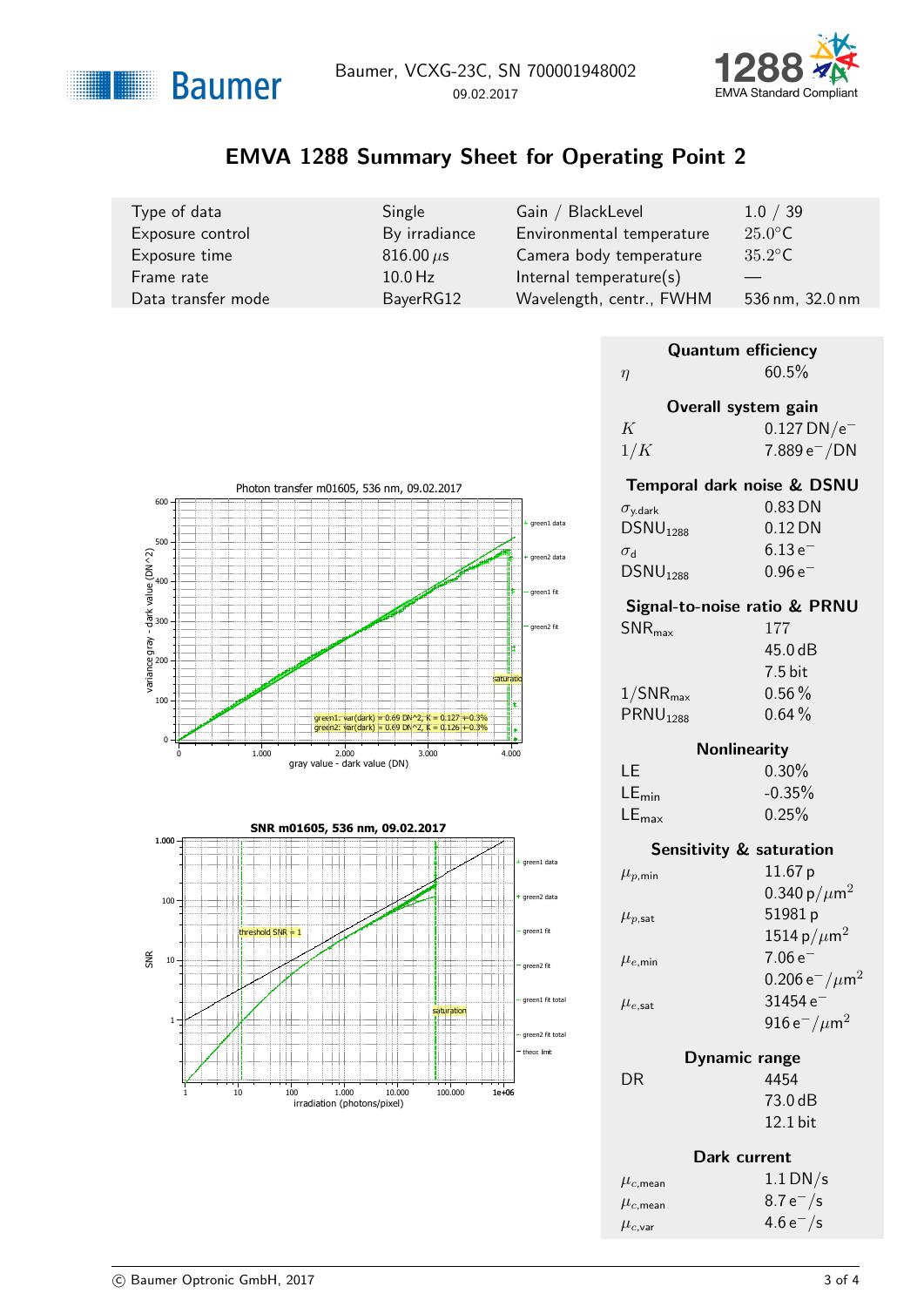Baumer, VCXG-23C, SN 700001948002
09.02.2017

# EMVA 1288 Summary Sheet for Operating Point 2

| Type of data | Single | Gain / BlackLevel | 1.0 / 39 |
|---|---|---|---|
| Exposure control | By irradiance | Environmental temperature | 25.0°C |
| Exposure time | 816.00 $\mu$s | Camera body temperature | 35.2°C |
| Frame rate | 10.0 Hz | Internal temperature(s) | — |
| Data transfer mode | BayerRG12 | Wavelength, centr., FWHM | 536 nm, 32.0 nm |

### Quantum efficiency

| | |
|---|---|
| $\eta$ | 60.5% |

### Overall system gain

| | |
|---|---|
| $K$ | 0.127 DN/e$^-$ |
| $1/K$ | 7.889 e$^-$/DN |

### Temporal dark noise & DSNU

| | |
|---|---|
| $\sigma_{y.dark}$ | 0.83 DN |
| $DSNU_{1288}$ | 0.12 DN |
| $\sigma_d$ | 6.13 e$^-$ |
| $DSNU_{1288}$ | 0.96 e$^-$ |

### Signal-to-noise ratio & PRNU

| | |
|---|---|
| $SNR_{max}$ | 177 |
| | 45.0 dB |
| | 7.5 bit |
| $1/SNR_{max}$ | 0.56 % |
| $PRNU_{1288}$ | 0.64 % |

### Nonlinearity

| | |
|---|---|
| LE | 0.30% |
| $LE_{min}$ | -0.35% |
| $LE_{max}$ | 0.25% |

### Sensitivity & saturation

| | |
|---|---|
| $\mu_{p,min}$ | 11.67 p |
| | 0.340 p/$\mu$m$^2$ |
| $\mu_{p,sat}$ | 51981 p |
| | 1514 p/$\mu$m$^2$ |
| $\mu_{e,min}$ | 7.06 e$^-$ |
| | 0.206 e$^-$/$\mu$m$^2$ |
| $\mu_{e,sat}$ | 31454 e$^-$ |
| | 916 e$^-$/$\mu$m$^2$ |

### Dynamic range

| | |
|---|---|
| DR | 4454 |
| | 73.0 dB |
| | 12.1 bit |

### Dark current

| | |
|---|---|
| $\mu_{c,mean}$ | 1.1 DN/s |
| $\mu_{c,mean}$ | 8.7 e$^-$/s |
| $\mu_{c,var}$ | 4.6 e$^-$/s |

Photon transfer m01605, 536 nm, 09.02.2017

SNR m01605, 536 nm, 09.02.2017

© Baumer Optronic GmbH, 2017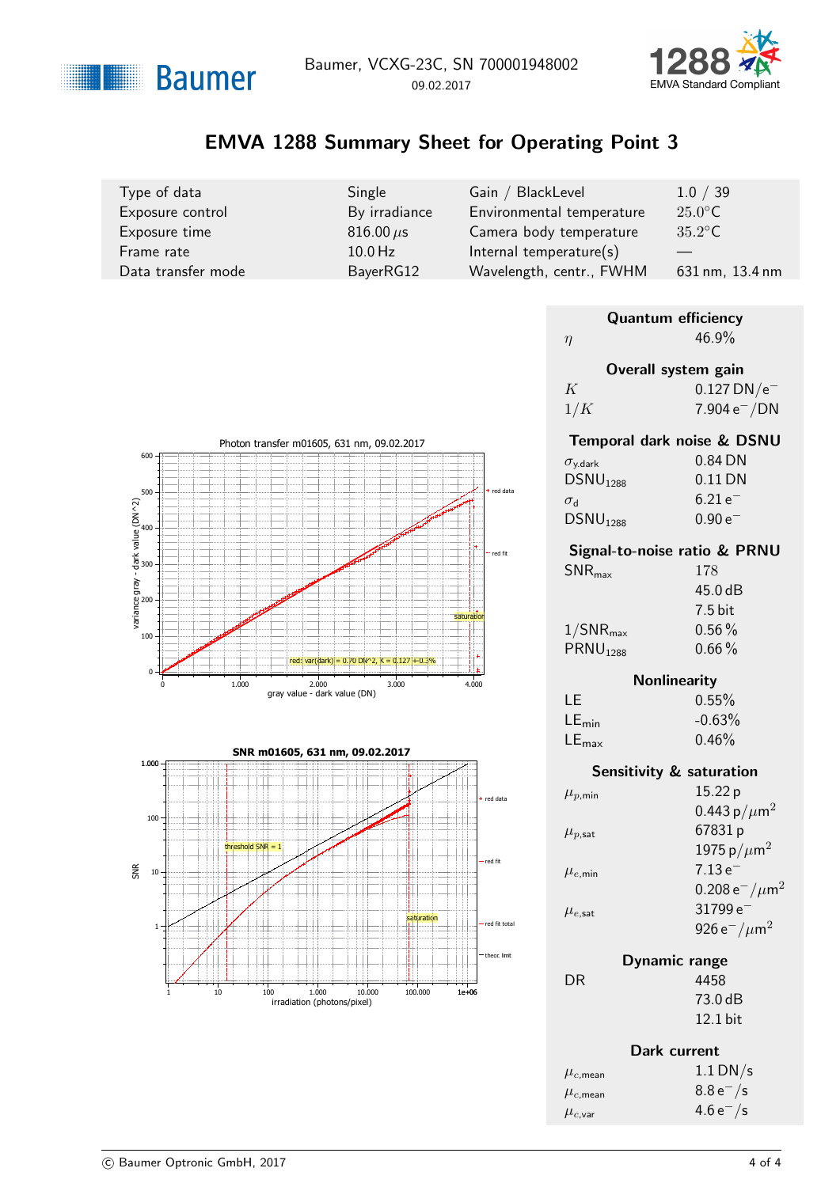Baumer, VCXG-23C, SN 700001948002

09.02.2017

1288 EMVA Standard Compliant

# EMVA 1288 Summary Sheet for Operating Point 3

| | | | |
|---|---|---|---|
| Type of data | Single | Gain / BlackLevel | 1.0 / 39 |
| Exposure control | By irradiance | Environmental temperature | 25.0°C |
| Exposure time | 816.00 $\mu$s | Camera body temperature | 35.2°C |
| Frame rate | 10.0 Hz | Internal temperature(s) | — |
| Data transfer mode | BayerRG12 | Wavelength, centr., FWHM | 631 nm, 13.4 nm |

Photon transfer m01605, 631 nm, 09.02.2017

variance gray - dark value (DN^2)

gray value - dark value (DN)

0
100
200
300
400
500
600

0
1.000
2.000
3.000
4.000

red data

red fit

saturation

red: var(dark) = 0.70 DN^2, K = 0.127 +-0.3%

SNR m01605, 631 nm, 09.02.2017

SNR

irradiation (photons/pixel)

1
10
100
1.000

1
10
100
1.000
10.000
100.000
1e+06

threshold SNR = 1

saturation

red data

red fit

red fit total

theor. limit

### Quantum efficiency

| | |
|---|---|
| $\eta$ | 46.9% |

### Overall system gain

| | |
|---|---|
| $K$ | 0.127 DN/e$^-$ |
| $1/K$ | 7.904 e$^-$/DN |

### Temporal dark noise & DSNU

| | |
|---|---|
| $\sigma_{y.dark}$ | 0.84 DN |
| $DSNU_{1288}$ | 0.11 DN |
| $\sigma_d$ | 6.21 e$^-$ |
| $DSNU_{1288}$ | 0.90 e$^-$ |

### Signal-to-noise ratio & PRNU

| | |
|---|---|
| $SNR_{max}$ | 178 |
| | 45.0 dB |
| | 7.5 bit |
| $1/SNR_{max}$ | 0.56 % |
| $PRNU_{1288}$ | 0.66 % |

### Nonlinearity

| | |
|---|---|
| LE | 0.55% |
| $LE_{min}$ | -0.63% |
| $LE_{max}$ | 0.46% |

### Sensitivity & saturation

| | |
|---|---|
| $\mu_{p,min}$ | 15.22 p |
| | 0.443 p/$\mu$m$^2$ |
| $\mu_{p,sat}$ | 67831 p |
| | 1975 p/$\mu$m$^2$ |
| $\mu_{e,min}$ | 7.13 e$^-$ |
| | 0.208 e$^-$/$\mu$m$^2$ |
| $\mu_{e,sat}$ | 31799 e$^-$ |
| | 926 e$^-$/$\mu$m$^2$ |

### Dynamic range

| | |
|---|---|
| DR | 4458 |
| | 73.0 dB |
| | 12.1 bit |

### Dark current

| | |
|---|---|
| $\mu_{c,mean}$ | 1.1 DN/s |
| $\mu_{c,mean}$ | 8.8 e$^-$/s |
| $\mu_{c,var}$ | 4.6 e$^-$/s |

© Baumer Optronic GmbH, 2017